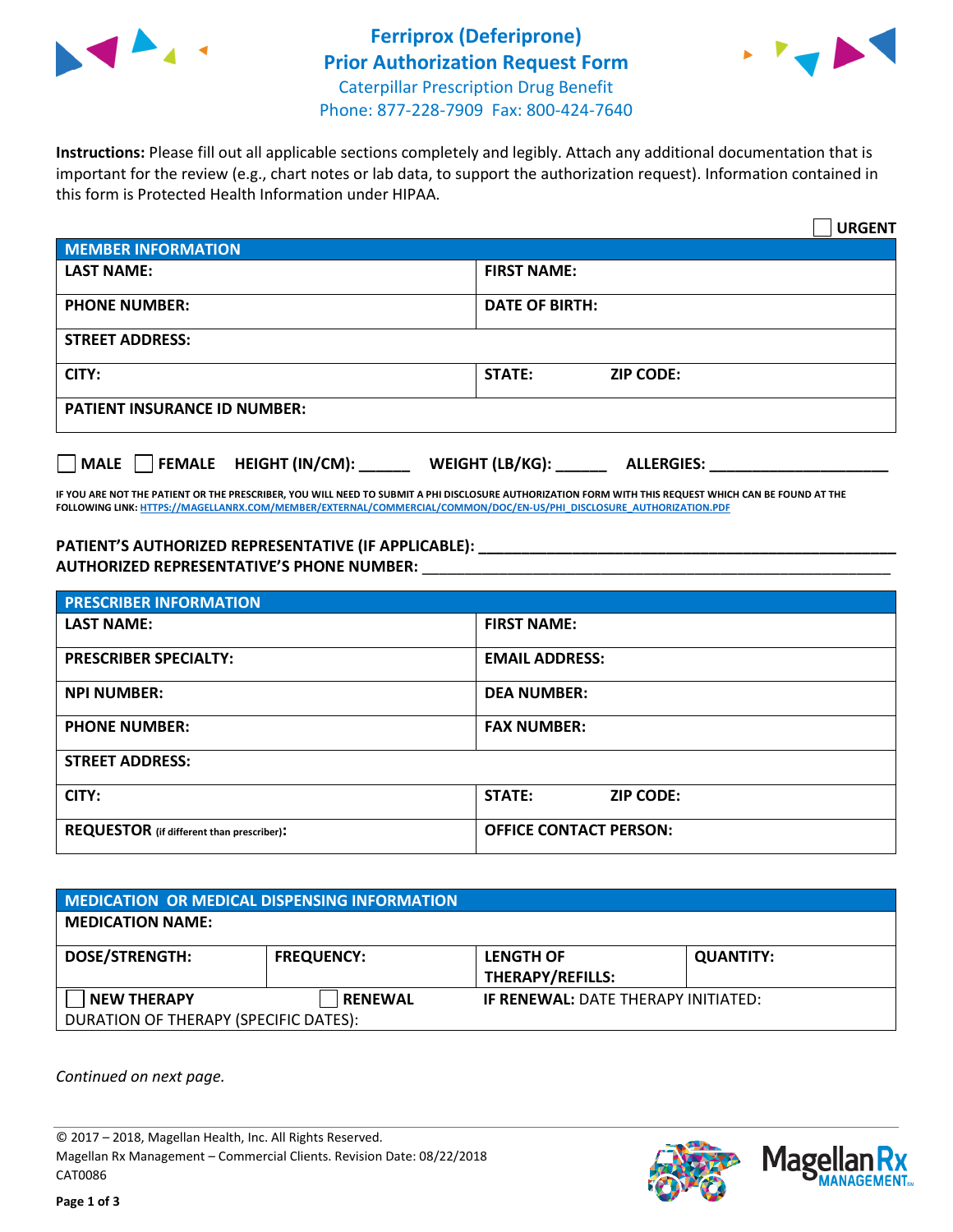# Ferriprox (Deferiprone)
# Prior Authorization Request Form

Caterpillar Prescription Drug Benefit
Phone: 877-228-7909 Fax: 800-424-7640

**Instructions:** Please fill out all applicable sections completely and legibly. Attach any additional documentation that is important for the review (e.g., chart notes or lab data, to support the authorization request). Information contained in this form is Protected Health Information under HIPAA.

☐ **URGENT**

| MEMBER INFORMATION | |
|---|---|
| **LAST NAME:** | **FIRST NAME:** |
| **PHONE NUMBER:** | **DATE OF BIRTH:** |
| **STREET ADDRESS:** | |
| **CITY:** | **STATE:** **ZIP CODE:** |
| **PATIENT INSURANCE ID NUMBER:** | |

☐ **MALE** ☐ **FEMALE** **HEIGHT (IN/CM):** ______ **WEIGHT (LB/KG):** ______ **ALLERGIES:** ____________________

**IF YOU ARE NOT THE PATIENT OR THE PRESCRIBER, YOU WILL NEED TO SUBMIT A PHI DISCLOSURE AUTHORIZATION FORM WITH THIS REQUEST WHICH CAN BE FOUND AT THE FOLLOWING LINK: HTTPS://MAGELLANRX.COM/MEMBER/EXTERNAL/COMMERCIAL/COMMON/DOC/EN-US/PHI_DISCLOSURE_AUTHORIZATION.PDF**

**PATIENT'S AUTHORIZED REPRESENTATIVE (IF APPLICABLE):** ____________________________________________
**AUTHORIZED REPRESENTATIVE'S PHONE NUMBER:** ____________________________________________

| PRESCRIBER INFORMATION | |
|---|---|
| **LAST NAME:** | **FIRST NAME:** |
| **PRESCRIBER SPECIALTY:** | **EMAIL ADDRESS:** |
| **NPI NUMBER:** | **DEA NUMBER:** |
| **PHONE NUMBER:** | **FAX NUMBER:** |
| **STREET ADDRESS:** | |
| **CITY:** | **STATE:** **ZIP CODE:** |
| **REQUESTOR** (if different than prescriber)**:** | **OFFICE CONTACT PERSON:** |

| MEDICATION OR MEDICAL DISPENSING INFORMATION | | | |
|---|---|---|---|
| **MEDICATION NAME:** | | | |
| **DOSE/STRENGTH:** | **FREQUENCY:** | **LENGTH OF THERAPY/REFILLS:** | **QUANTITY:** |
| ☐ **NEW THERAPY** | ☐ **RENEWAL** | **IF RENEWAL:** DATE THERAPY INITIATED: | |
| DURATION OF THERAPY (SPECIFIC DATES): | | | |

*Continued on next page.*

© 2017 – 2018, Magellan Health, Inc. All Rights Reserved.
Magellan Rx Management – Commercial Clients. Revision Date: 08/22/2018
CAT0086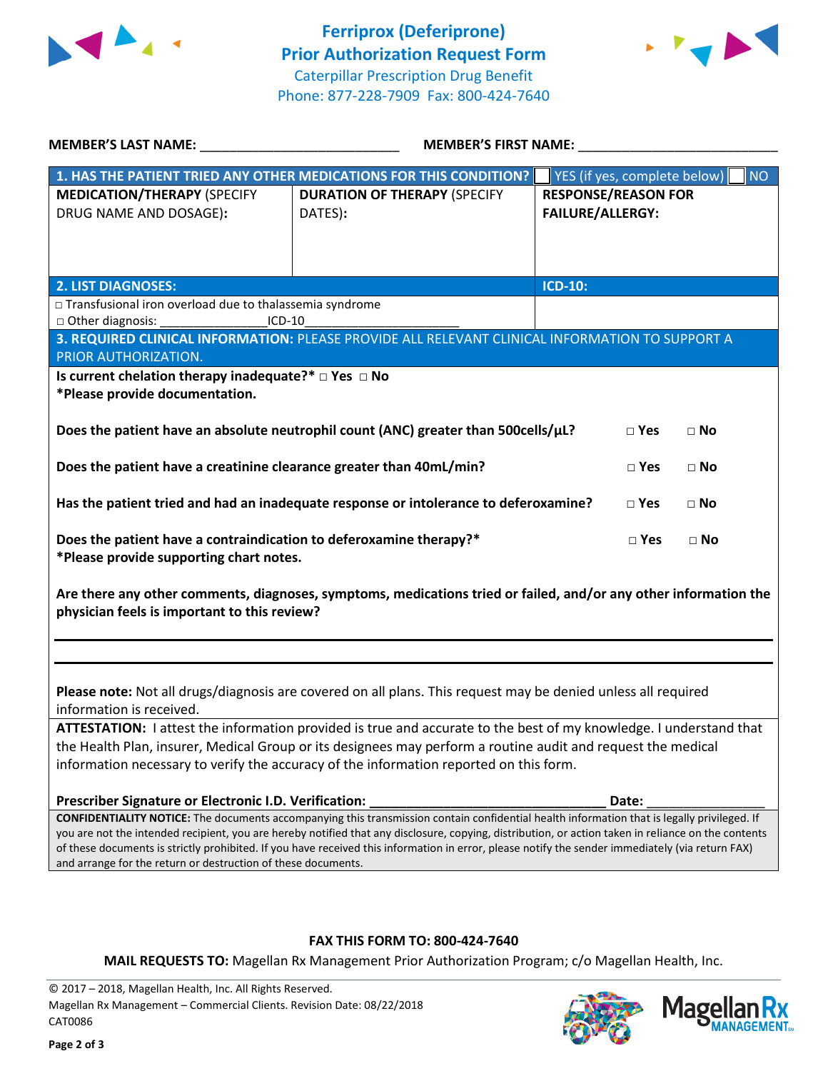# Ferriprox (Deferiprone)
# Prior Authorization Request Form

Caterpillar Prescription Drug Benefit
Phone: 877-228-7909 Fax: 800-424-7640

**MEMBER'S LAST NAME:** ___________________________ **MEMBER'S FIRST NAME:** ___________________________

| **1. HAS THE PATIENT TRIED ANY OTHER MEDICATIONS FOR THIS CONDITION?** | | ☐ YES (if yes, complete below) ☐ NO |
|---|---|---|
| **MEDICATION/THERAPY** (SPECIFY DRUG NAME AND DOSAGE): | **DURATION OF THERAPY** (SPECIFY DATES): | **RESPONSE/REASON FOR FAILURE/ALLERGY:** |
| | | |

| **2. LIST DIAGNOSES:** | **ICD-10:** |
|---|---|
| □ Transfusional iron overload due to thalassemia syndrome<br>□ Other diagnosis: ________________ICD-10______________________ | |

**3. REQUIRED CLINICAL INFORMATION:** PLEASE PROVIDE ALL RELEVANT CLINICAL INFORMATION TO SUPPORT A PRIOR AUTHORIZATION.

**Is current chelation therapy inadequate?*** □ **Yes** □ **No**
***Please provide documentation.**

**Does the patient have an absolute neutrophil count (ANC) greater than 500cells/µL?** □ **Yes** □ **No**

**Does the patient have a creatinine clearance greater than 40mL/min?** □ **Yes** □ **No**

**Has the patient tried and had an inadequate response or intolerance to deferoxamine?** □ **Yes** □ **No**

**Does the patient have a contraindication to deferoxamine therapy?*** □ **Yes** □ **No**
***Please provide supporting chart notes.**

**Are there any other comments, diagnoses, symptoms, medications tried or failed, and/or any other information the physician feels is important to this review?**

___________________________________________________________________________

___________________________________________________________________________

**Please note:** Not all drugs/diagnosis are covered on all plans. This request may be denied unless all required information is received.

**ATTESTATION:** I attest the information provided is true and accurate to the best of my knowledge. I understand that the Health Plan, insurer, Medical Group or its designees may perform a routine audit and request the medical information necessary to verify the accuracy of the information reported on this form.

**Prescriber Signature or Electronic I.D. Verification:** ________________________________ **Date:** ________________

**CONFIDENTIALITY NOTICE:** The documents accompanying this transmission contain confidential health information that is legally privileged. If you are not the intended recipient, you are hereby notified that any disclosure, copying, distribution, or action taken in reliance on the contents of these documents is strictly prohibited. If you have received this information in error, please notify the sender immediately (via return FAX) and arrange for the return or destruction of these documents.

**FAX THIS FORM TO: 800-424-7640**

**MAIL REQUESTS TO:** Magellan Rx Management Prior Authorization Program; c/o Magellan Health, Inc.

© 2017 – 2018, Magellan Health, Inc. All Rights Reserved.
Magellan Rx Management – Commercial Clients. Revision Date: 08/22/2018
CAT0086